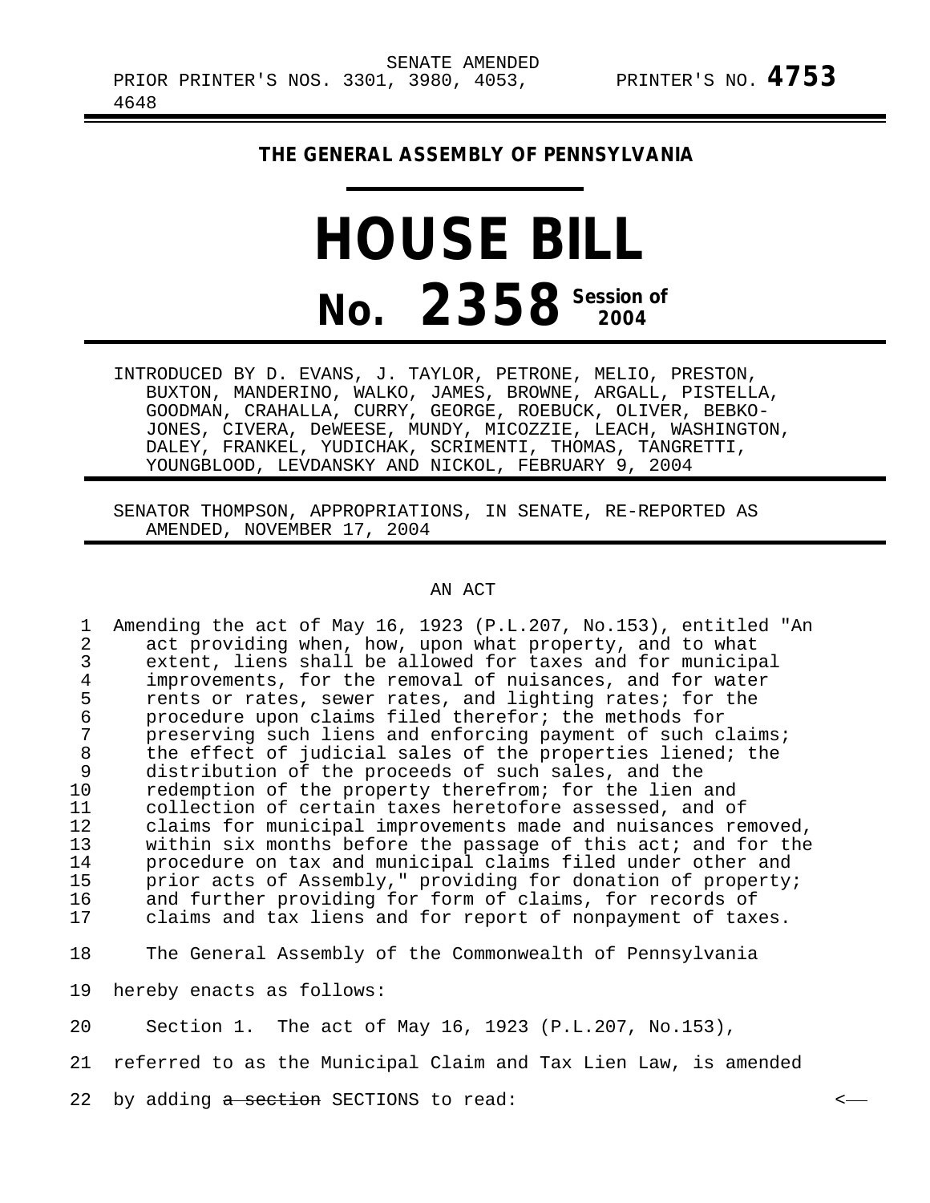SENATE AMENDED

PRIOR PRINTER'S NOS. 3301, 3980, 4053, 4648 PRINTER'S NO. **4753**

**THE GENERAL ASSEMBLY OF PENNSYLVANIA**

# HOUSE BILL

# No. 2358 Session of 2004

INTRODUCED BY D. EVANS, J. TAYLOR, PETRONE, MELIO, PRESTON, BUXTON, MANDERINO, WALKO, JAMES, BROWNE, ARGALL, PISTELLA, GOODMAN, CRAHALLA, CURRY, GEORGE, ROEBUCK, OLIVER, BEBKO-JONES, CIVERA, DeWEESE, MUNDY, MICOZZIE, LEACH, WASHINGTON, DALEY, FRANKEL, YUDICHAK, SCRIMENTI, THOMAS, TANGRETTI, YOUNGBLOOD, LEVDANSKY AND NICKOL, FEBRUARY 9, 2004

SENATOR THOMPSON, APPROPRIATIONS, IN SENATE, RE-REPORTED AS AMENDED, NOVEMBER 17, 2004

AN ACT

1 Amending the act of May 16, 1923 (P.L.207, No.153), entitled "An
2 act providing when, how, upon what property, and to what
3 extent, liens shall be allowed for taxes and for municipal
4 improvements, for the removal of nuisances, and for water
5 rents or rates, sewer rates, and lighting rates; for the
6 procedure upon claims filed therefor; the methods for
7 preserving such liens and enforcing payment of such claims;
8 the effect of judicial sales of the properties liened; the
9 distribution of the proceeds of such sales, and the
10 redemption of the property therefrom; for the lien and
11 collection of certain taxes heretofore assessed, and of
12 claims for municipal improvements made and nuisances removed,
13 within six months before the passage of this act; and for the
14 procedure on tax and municipal claims filed under other and
15 prior acts of Assembly," providing for donation of property;
16 and further providing for form of claims, for records of
17 claims and tax liens and for report of nonpayment of taxes.

18 The General Assembly of the Commonwealth of Pennsylvania
19 hereby enacts as follows:

20 Section 1. The act of May 16, 1923 (P.L.207, No.153),
21 referred to as the Municipal Claim and Tax Lien Law, is amended
22 by adding ~~a section~~ SECTIONS to read: <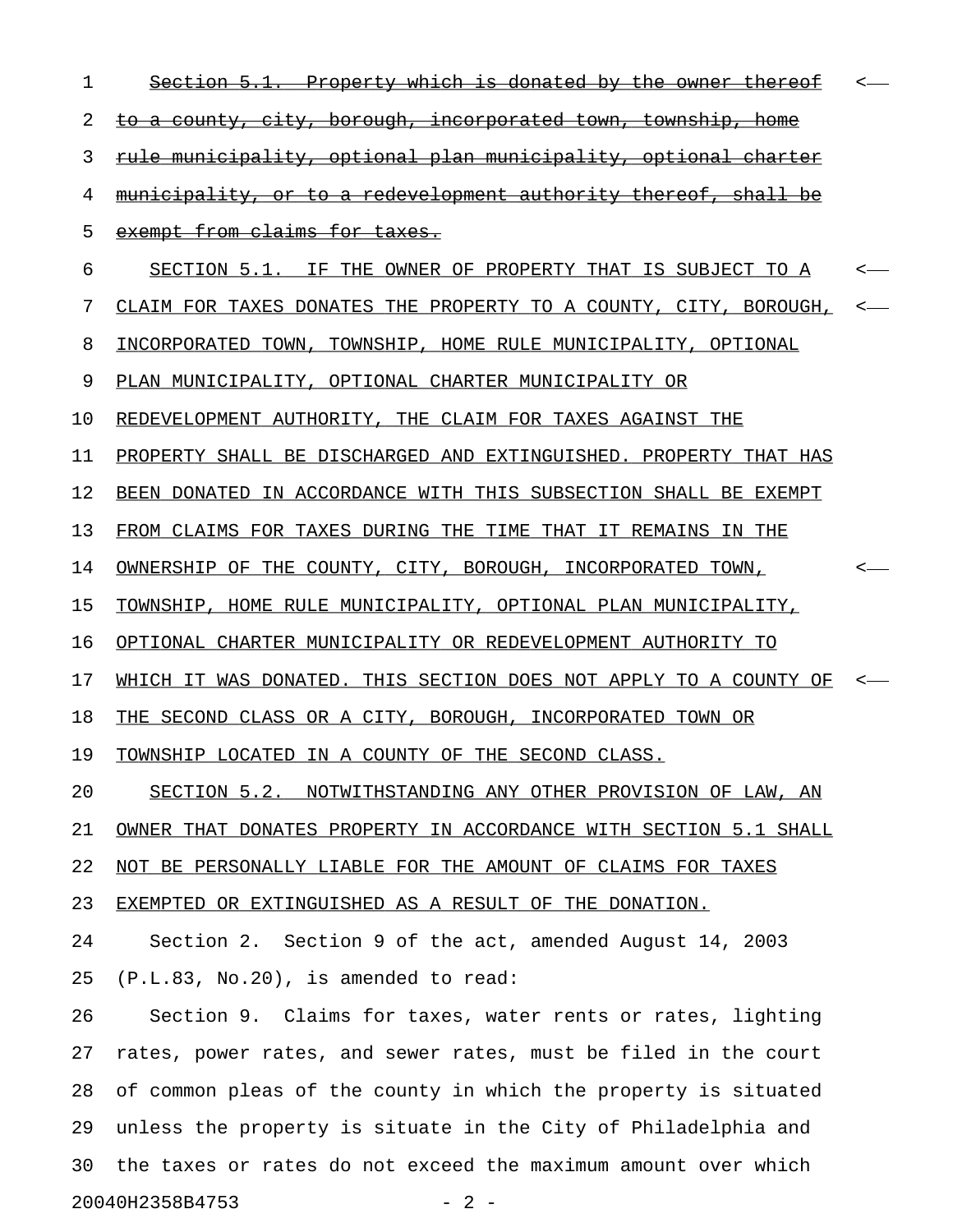~~Section 5.1. Property which is donated by the owner thereof to a county, city, borough, incorporated town, township, home rule municipality, optional plan municipality, optional charter municipality, or to a redevelopment authority thereof, shall be exempt from claims for taxes.~~

<u>SECTION 5.1. IF THE OWNER OF PROPERTY THAT IS SUBJECT TO A CLAIM FOR TAXES DONATES THE PROPERTY TO A COUNTY, CITY, BOROUGH, INCORPORATED TOWN, TOWNSHIP, HOME RULE MUNICIPALITY, OPTIONAL PLAN MUNICIPALITY, OPTIONAL CHARTER MUNICIPALITY OR REDEVELOPMENT AUTHORITY, THE CLAIM FOR TAXES AGAINST THE PROPERTY SHALL BE DISCHARGED AND EXTINGUISHED. PROPERTY THAT HAS BEEN DONATED IN ACCORDANCE WITH THIS SUBSECTION SHALL BE EXEMPT FROM CLAIMS FOR TAXES DURING THE TIME THAT IT REMAINS IN THE OWNERSHIP OF THE COUNTY, CITY, BOROUGH, INCORPORATED TOWN, TOWNSHIP, HOME RULE MUNICIPALITY, OPTIONAL PLAN MUNICIPALITY, OPTIONAL CHARTER MUNICIPALITY OR REDEVELOPMENT AUTHORITY TO WHICH IT WAS DONATED. THIS SECTION DOES NOT APPLY TO A COUNTY OF THE SECOND CLASS OR A CITY, BOROUGH, INCORPORATED TOWN OR TOWNSHIP LOCATED IN A COUNTY OF THE SECOND CLASS.</u>

<u>SECTION 5.2. NOTWITHSTANDING ANY OTHER PROVISION OF LAW, AN OWNER THAT DONATES PROPERTY IN ACCORDANCE WITH SECTION 5.1 SHALL NOT BE PERSONALLY LIABLE FOR THE AMOUNT OF CLAIMS FOR TAXES EXEMPTED OR EXTINGUISHED AS A RESULT OF THE DONATION.</u>

Section 2. Section 9 of the act, amended August 14, 2003 (P.L.83, No.20), is amended to read:

Section 9. Claims for taxes, water rents or rates, lighting rates, power rates, and sewer rates, must be filed in the court of common pleas of the county in which the property is situated unless the property is situate in the City of Philadelphia and the taxes or rates do not exceed the maximum amount over which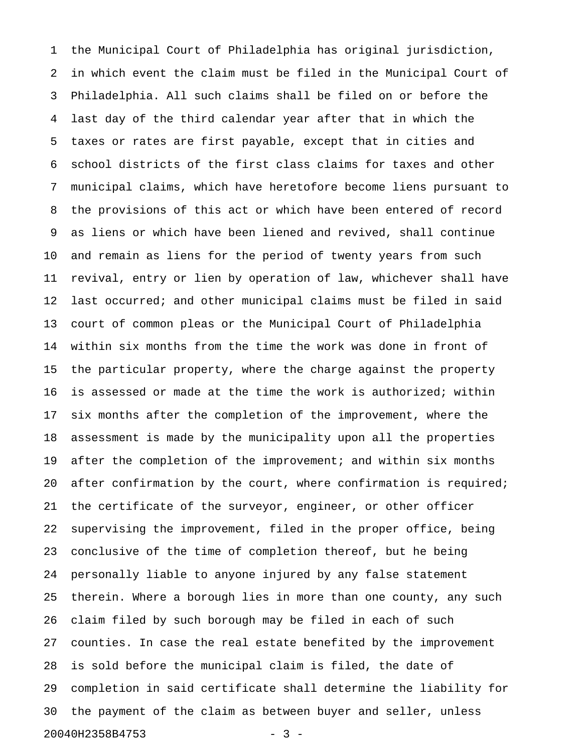the Municipal Court of Philadelphia has original jurisdiction, in which event the claim must be filed in the Municipal Court of Philadelphia. All such claims shall be filed on or before the last day of the third calendar year after that in which the taxes or rates are first payable, except that in cities and school districts of the first class claims for taxes and other municipal claims, which have heretofore become liens pursuant to the provisions of this act or which have been entered of record as liens or which have been liened and revived, shall continue and remain as liens for the period of twenty years from such revival, entry or lien by operation of law, whichever shall have last occurred; and other municipal claims must be filed in said court of common pleas or the Municipal Court of Philadelphia within six months from the time the work was done in front of the particular property, where the charge against the property is assessed or made at the time the work is authorized; within six months after the completion of the improvement, where the assessment is made by the municipality upon all the properties after the completion of the improvement; and within six months after confirmation by the court, where confirmation is required; the certificate of the surveyor, engineer, or other officer supervising the improvement, filed in the proper office, being conclusive of the time of completion thereof, but he being personally liable to anyone injured by any false statement therein. Where a borough lies in more than one county, any such claim filed by such borough may be filed in each of such counties. In case the real estate benefited by the improvement is sold before the municipal claim is filed, the date of completion in said certificate shall determine the liability for the payment of the claim as between buyer and seller, unless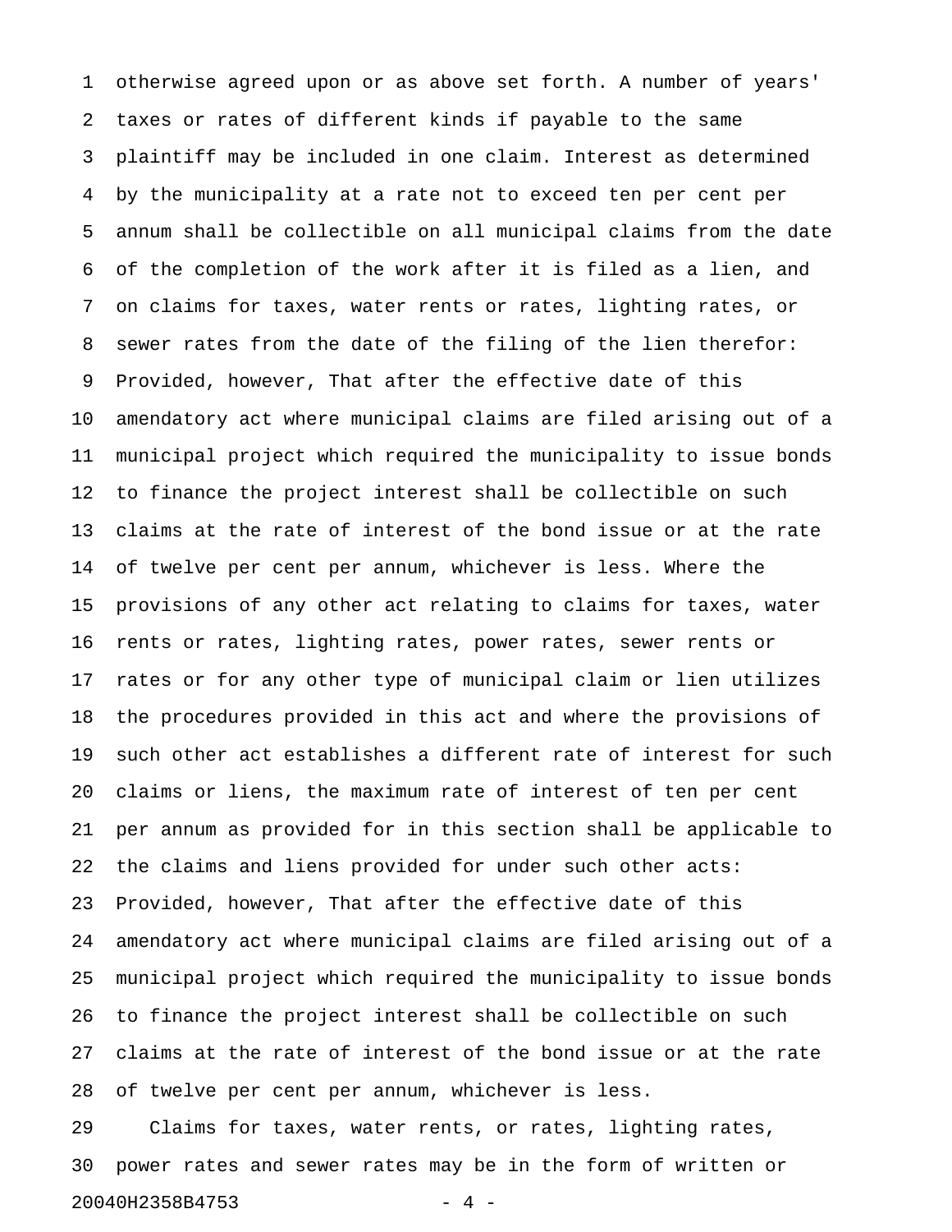otherwise agreed upon or as above set forth. A number of years' taxes or rates of different kinds if payable to the same plaintiff may be included in one claim. Interest as determined by the municipality at a rate not to exceed ten per cent per annum shall be collectible on all municipal claims from the date of the completion of the work after it is filed as a lien, and on claims for taxes, water rents or rates, lighting rates, or sewer rates from the date of the filing of the lien therefor: Provided, however, That after the effective date of this amendatory act where municipal claims are filed arising out of a municipal project which required the municipality to issue bonds to finance the project interest shall be collectible on such claims at the rate of interest of the bond issue or at the rate of twelve per cent per annum, whichever is less. Where the provisions of any other act relating to claims for taxes, water rents or rates, lighting rates, power rates, sewer rents or rates or for any other type of municipal claim or lien utilizes the procedures provided in this act and where the provisions of such other act establishes a different rate of interest for such claims or liens, the maximum rate of interest of ten per cent per annum as provided for in this section shall be applicable to the claims and liens provided for under such other acts: Provided, however, That after the effective date of this amendatory act where municipal claims are filed arising out of a municipal project which required the municipality to issue bonds to finance the project interest shall be collectible on such claims at the rate of interest of the bond issue or at the rate of twelve per cent per annum, whichever is less.

Claims for taxes, water rents, or rates, lighting rates, power rates and sewer rates may be in the form of written or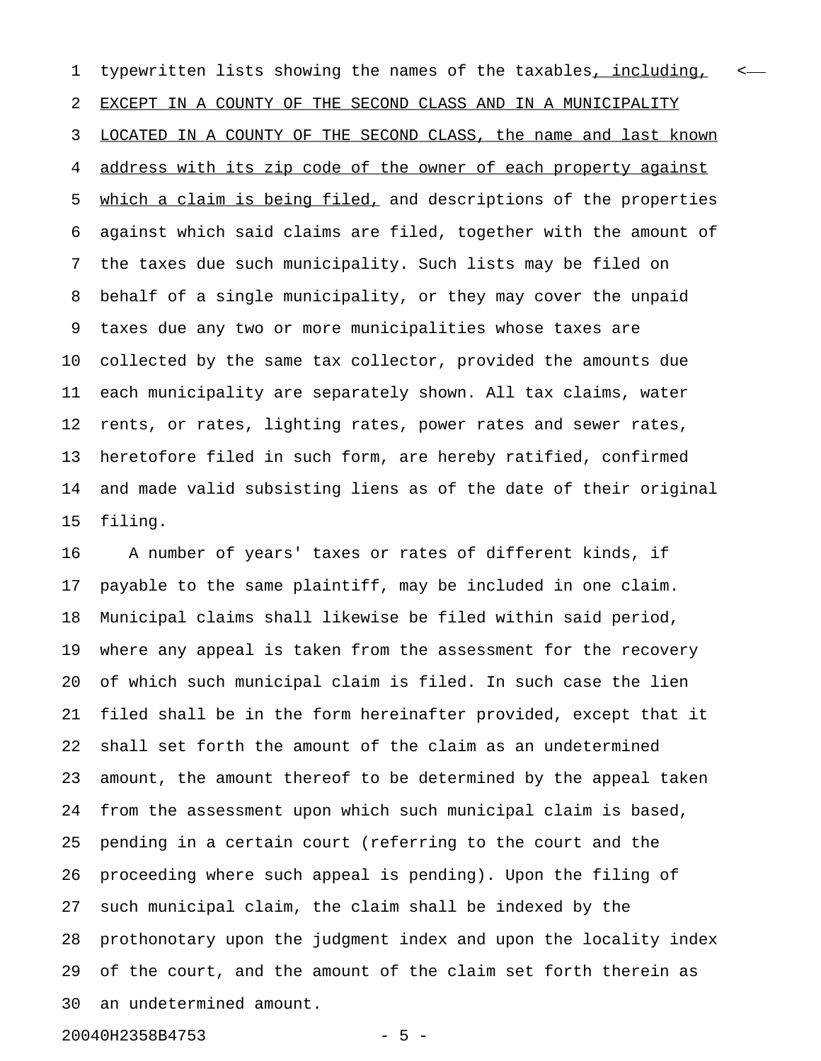typewritten lists showing the names of the taxables, including, EXCEPT IN A COUNTY OF THE SECOND CLASS AND IN A MUNICIPALITY LOCATED IN A COUNTY OF THE SECOND CLASS, the name and last known address with its zip code of the owner of each property against which a claim is being filed, and descriptions of the properties against which said claims are filed, together with the amount of the taxes due such municipality. Such lists may be filed on behalf of a single municipality, or they may cover the unpaid taxes due any two or more municipalities whose taxes are collected by the same tax collector, provided the amounts due each municipality are separately shown. All tax claims, water rents, or rates, lighting rates, power rates and sewer rates, heretofore filed in such form, are hereby ratified, confirmed and made valid subsisting liens as of the date of their original filing.

A number of years' taxes or rates of different kinds, if payable to the same plaintiff, may be included in one claim. Municipal claims shall likewise be filed within said period, where any appeal is taken from the assessment for the recovery of which such municipal claim is filed. In such case the lien filed shall be in the form hereinafter provided, except that it shall set forth the amount of the claim as an undetermined amount, the amount thereof to be determined by the appeal taken from the assessment upon which such municipal claim is based, pending in a certain court (referring to the court and the proceeding where such appeal is pending). Upon the filing of such municipal claim, the claim shall be indexed by the prothonotary upon the judgment index and upon the locality index of the court, and the amount of the claim set forth therein as an undetermined amount.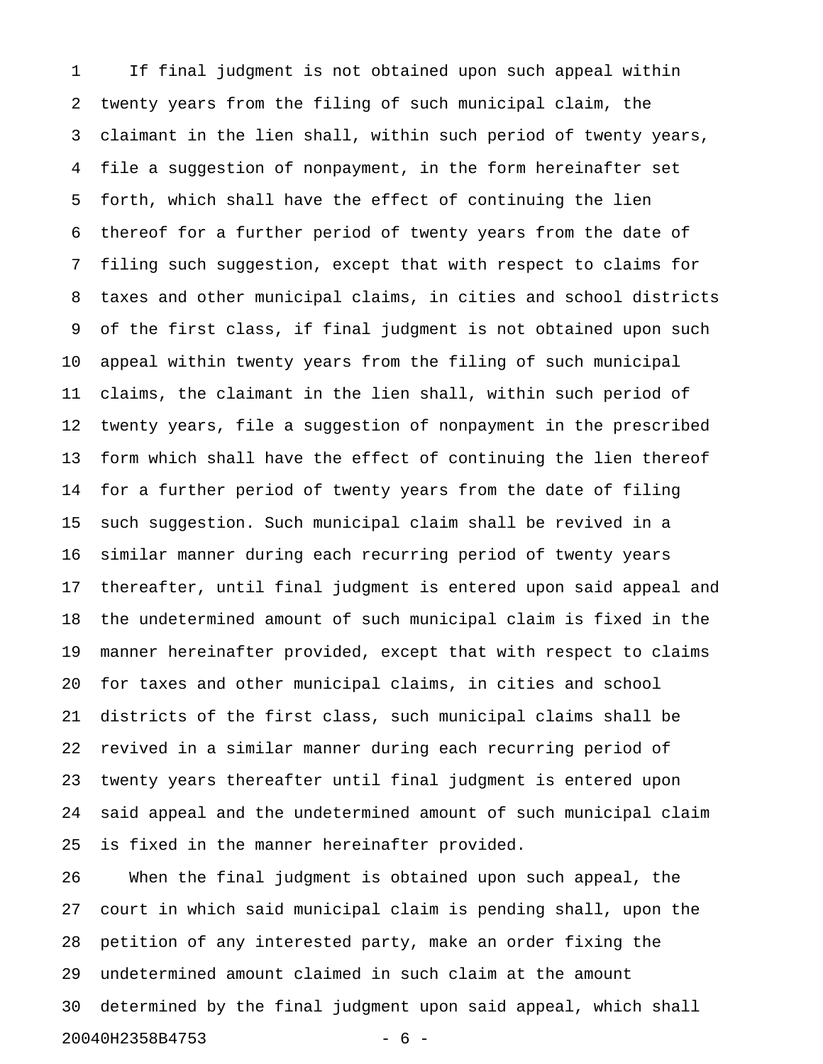If final judgment is not obtained upon such appeal within twenty years from the filing of such municipal claim, the claimant in the lien shall, within such period of twenty years, file a suggestion of nonpayment, in the form hereinafter set forth, which shall have the effect of continuing the lien thereof for a further period of twenty years from the date of filing such suggestion, except that with respect to claims for taxes and other municipal claims, in cities and school districts of the first class, if final judgment is not obtained upon such appeal within twenty years from the filing of such municipal claims, the claimant in the lien shall, within such period of twenty years, file a suggestion of nonpayment in the prescribed form which shall have the effect of continuing the lien thereof for a further period of twenty years from the date of filing such suggestion. Such municipal claim shall be revived in a similar manner during each recurring period of twenty years thereafter, until final judgment is entered upon said appeal and the undetermined amount of such municipal claim is fixed in the manner hereinafter provided, except that with respect to claims for taxes and other municipal claims, in cities and school districts of the first class, such municipal claims shall be revived in a similar manner during each recurring period of twenty years thereafter until final judgment is entered upon said appeal and the undetermined amount of such municipal claim is fixed in the manner hereinafter provided.

When the final judgment is obtained upon such appeal, the court in which said municipal claim is pending shall, upon the petition of any interested party, make an order fixing the undetermined amount claimed in such claim at the amount determined by the final judgment upon said appeal, which shall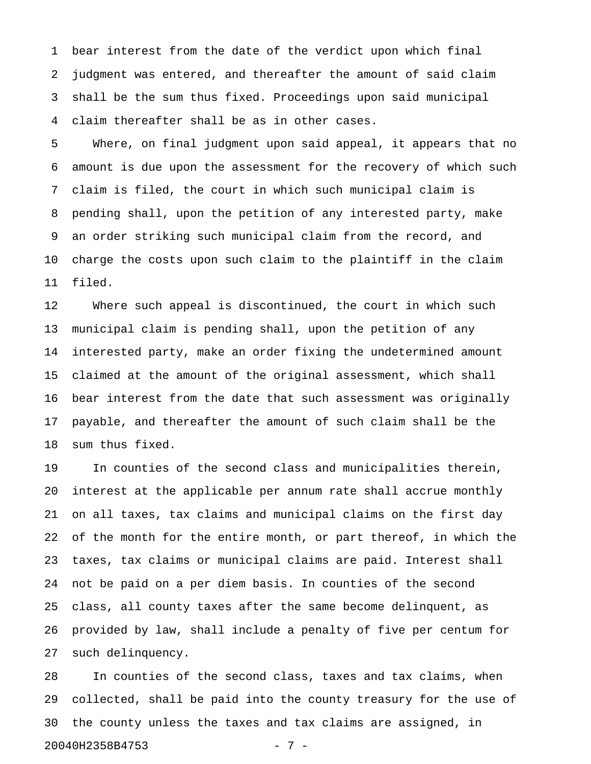bear interest from the date of the verdict upon which final judgment was entered, and thereafter the amount of said claim shall be the sum thus fixed. Proceedings upon said municipal claim thereafter shall be as in other cases.

Where, on final judgment upon said appeal, it appears that no amount is due upon the assessment for the recovery of which such claim is filed, the court in which such municipal claim is pending shall, upon the petition of any interested party, make an order striking such municipal claim from the record, and charge the costs upon such claim to the plaintiff in the claim filed.

Where such appeal is discontinued, the court in which such municipal claim is pending shall, upon the petition of any interested party, make an order fixing the undetermined amount claimed at the amount of the original assessment, which shall bear interest from the date that such assessment was originally payable, and thereafter the amount of such claim shall be the sum thus fixed.

In counties of the second class and municipalities therein, interest at the applicable per annum rate shall accrue monthly on all taxes, tax claims and municipal claims on the first day of the month for the entire month, or part thereof, in which the taxes, tax claims or municipal claims are paid. Interest shall not be paid on a per diem basis. In counties of the second class, all county taxes after the same become delinquent, as provided by law, shall include a penalty of five per centum for such delinquency.

In counties of the second class, taxes and tax claims, when collected, shall be paid into the county treasury for the use of the county unless the taxes and tax claims are assigned, in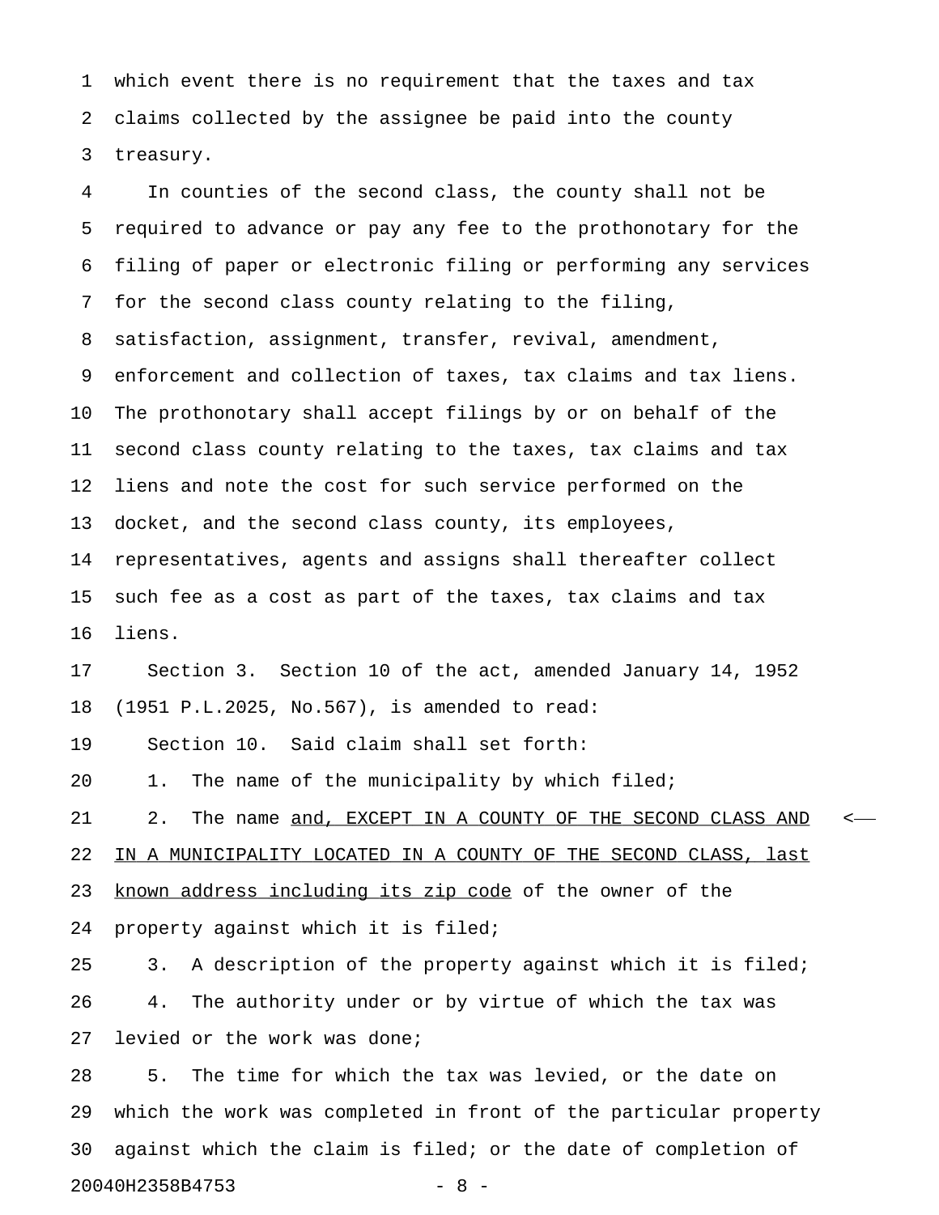which event there is no requirement that the taxes and tax claims collected by the assignee be paid into the county treasury.

In counties of the second class, the county shall not be required to advance or pay any fee to the prothonotary for the filing of paper or electronic filing or performing any services for the second class county relating to the filing, satisfaction, assignment, transfer, revival, amendment, enforcement and collection of taxes, tax claims and tax liens. The prothonotary shall accept filings by or on behalf of the second class county relating to the taxes, tax claims and tax liens and note the cost for such service performed on the docket, and the second class county, its employees, representatives, agents and assigns shall thereafter collect such fee as a cost as part of the taxes, tax claims and tax liens.

Section 3. Section 10 of the act, amended January 14, 1952 (1951 P.L.2025, No.567), is amended to read:

Section 10. Said claim shall set forth:

1. The name of the municipality by which filed;

2. The name <u>and, EXCEPT IN A COUNTY OF THE SECOND CLASS AND IN A MUNICIPALITY LOCATED IN A COUNTY OF THE SECOND CLASS, last known address including its zip code</u> of the owner of the property against which it is filed;

3. A description of the property against which it is filed;

4. The authority under or by virtue of which the tax was levied or the work was done;

5. The time for which the tax was levied, or the date on which the work was completed in front of the particular property against which the claim is filed; or the date of completion of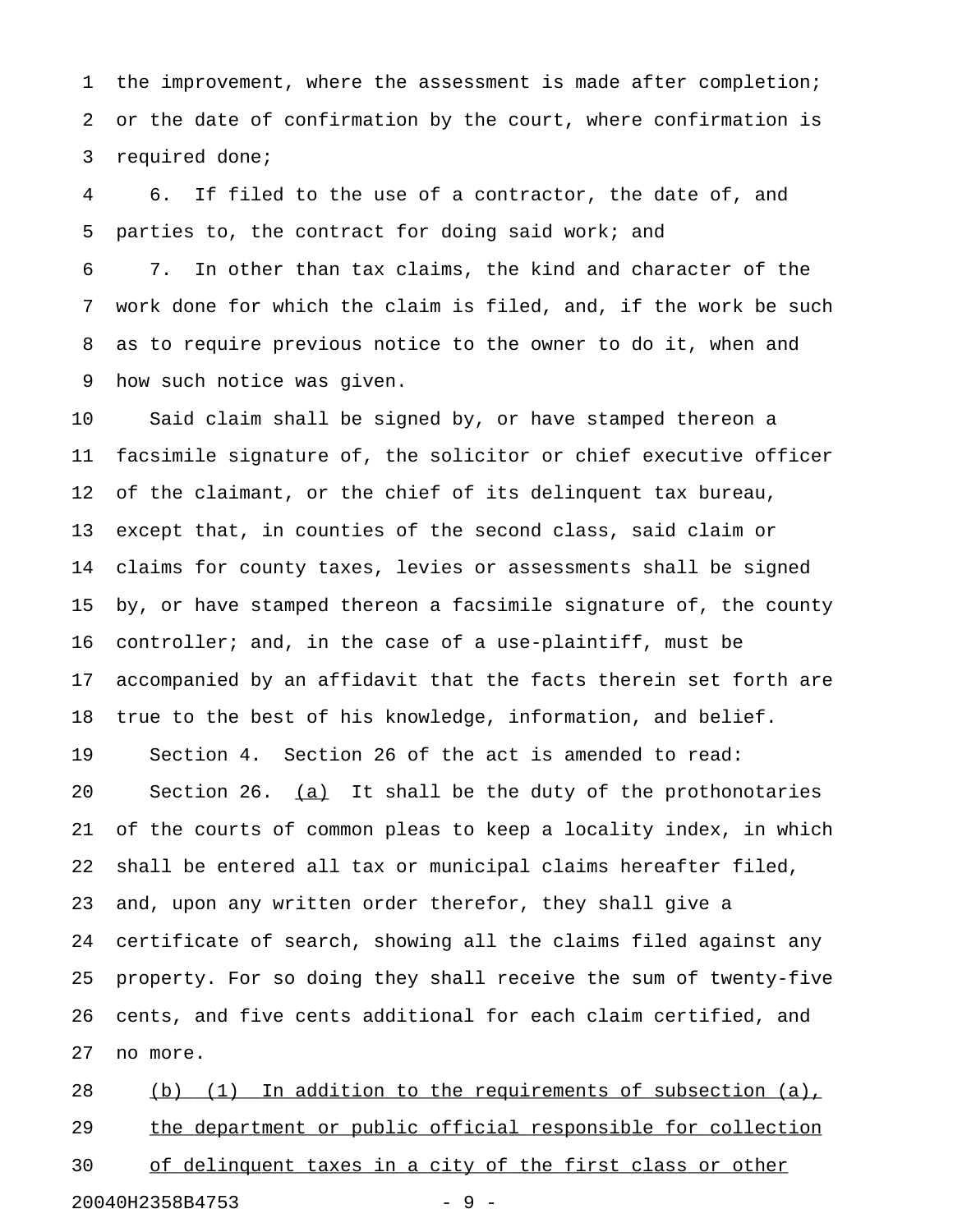the improvement, where the assessment is made after completion; or the date of confirmation by the court, where confirmation is required done;

6. If filed to the use of a contractor, the date of, and parties to, the contract for doing said work; and

7. In other than tax claims, the kind and character of the work done for which the claim is filed, and, if the work be such as to require previous notice to the owner to do it, when and how such notice was given.

Said claim shall be signed by, or have stamped thereon a facsimile signature of, the solicitor or chief executive officer of the claimant, or the chief of its delinquent tax bureau, except that, in counties of the second class, said claim or claims for county taxes, levies or assessments shall be signed by, or have stamped thereon a facsimile signature of, the county controller; and, in the case of a use-plaintiff, must be accompanied by an affidavit that the facts therein set forth are true to the best of his knowledge, information, and belief.

Section 4. Section 26 of the act is amended to read:

Section 26. <u>(a)</u> It shall be the duty of the prothonotaries of the courts of common pleas to keep a locality index, in which shall be entered all tax or municipal claims hereafter filed, and, upon any written order therefor, they shall give a certificate of search, showing all the claims filed against any property. For so doing they shall receive the sum of twenty-five cents, and five cents additional for each claim certified, and no more.

<u>(b) (1) In addition to the requirements of subsection (a), the department or public official responsible for collection of delinquent taxes in a city of the first class or other</u>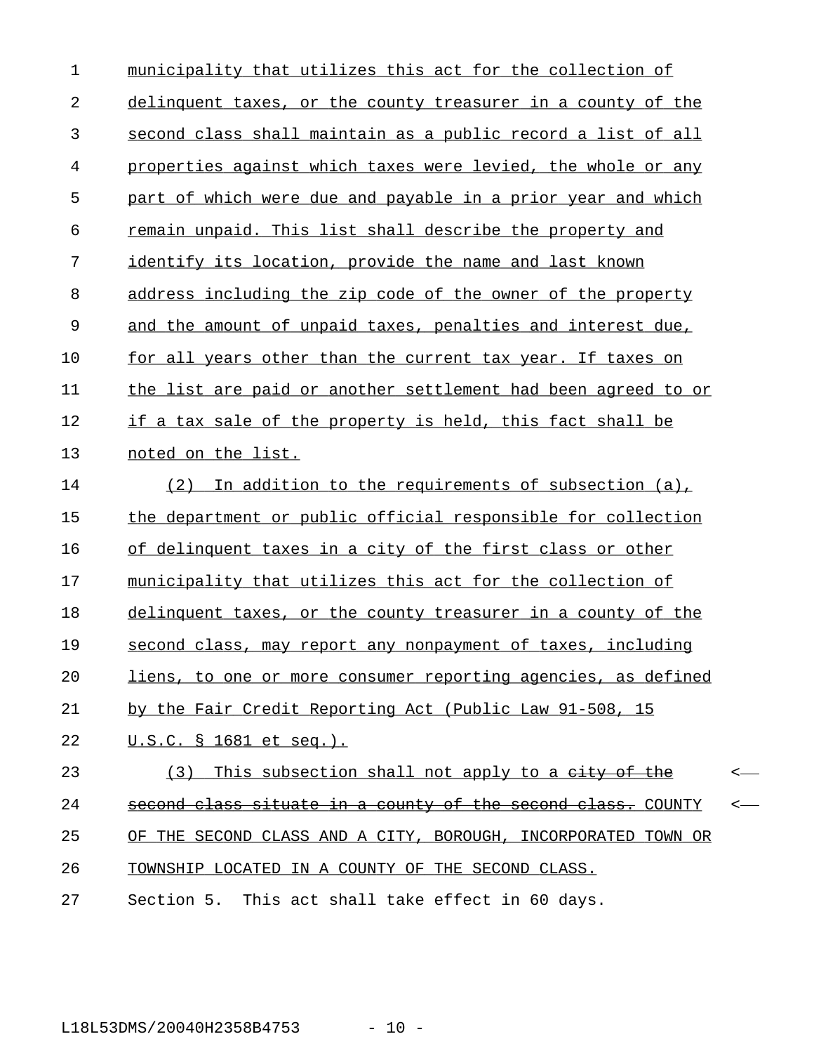municipality that utilizes this act for the collection of delinquent taxes, or the county treasurer in a county of the second class shall maintain as a public record a list of all properties against which taxes were levied, the whole or any part of which were due and payable in a prior year and which remain unpaid. This list shall describe the property and identify its location, provide the name and last known address including the zip code of the owner of the property and the amount of unpaid taxes, penalties and interest due, for all years other than the current tax year. If taxes on the list are paid or another settlement had been agreed to or if a tax sale of the property is held, this fact shall be noted on the list.

(2) In addition to the requirements of subsection (a), the department or public official responsible for collection of delinquent taxes in a city of the first class or other municipality that utilizes this act for the collection of delinquent taxes, or the county treasurer in a county of the second class, may report any nonpayment of taxes, including liens, to one or more consumer reporting agencies, as defined by the Fair Credit Reporting Act (Public Law 91-508, 15 U.S.C. § 1681 et seq.).

(3) This subsection shall not apply to a ~~city of the second class situate in a county of the second class.~~ COUNTY OF THE SECOND CLASS AND A CITY, BOROUGH, INCORPORATED TOWN OR TOWNSHIP LOCATED IN A COUNTY OF THE SECOND CLASS.

Section 5. This act shall take effect in 60 days.